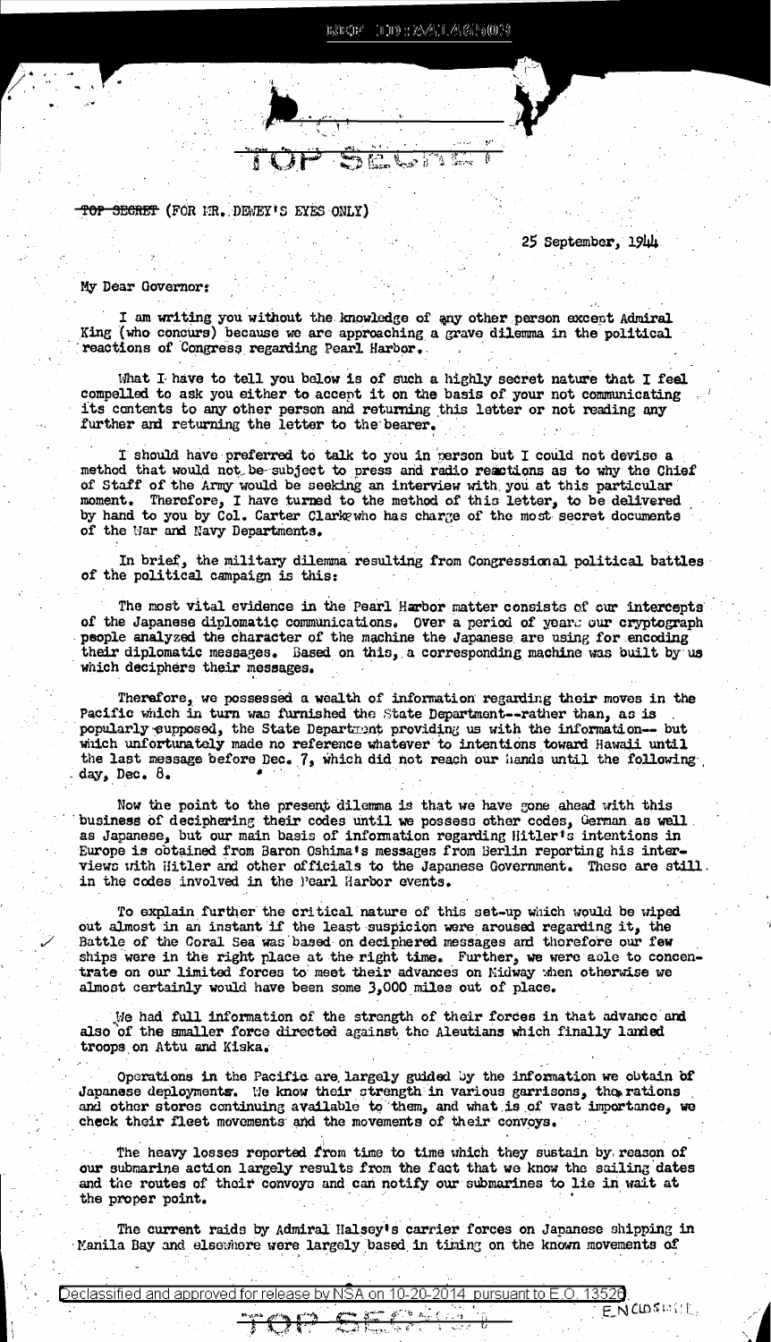TOP SECRET

~~TOP SECRET~~ (FOR MR. DEWEY'S EYES ONLY)

25 September, 1944

My Dear Governor:

I am writing you without the knowledge of any other person except Admiral King (who concurs) because we are approaching a grave dilemma in the political reactions of Congress regarding Pearl Harbor.

What I have to tell you below is of such a highly secret nature that I feel compelled to ask you either to accept it on the basis of your not communicating its contents to any other person and returning this letter or not reading any further and returning the letter to the bearer.

I should have preferred to talk to you in person but I could not devise a method that would not be subject to press and radio reactions as to why the Chief of Staff of the Army would be seeking an interview with you at this particular moment. Therefore, I have turned to the method of this letter, to be delivered by hand to you by Col. Carter Clarke who has charge of the most secret documents of the War and Navy Departments.

In brief, the military dilemma resulting from Congressional political battles of the political campaign is this:

The most vital evidence in the Pearl Harbor matter consists of our intercepts of the Japanese diplomatic communications. Over a period of years our cryptograph people analyzed the character of the machine the Japanese are using for encoding their diplomatic messages. Based on this, a corresponding machine was built by us which deciphers their messages.

Therefore, we possessed a wealth of information regarding their moves in the Pacific which in turn was furnished the State Department--rather than, as is popularly supposed, the State Department providing us with the information-- but which unfortunately made no reference whatever to intentions toward Hawaii until the last message before Dec. 7, which did not reach our hands until the following day, Dec. 8.

Now the point to the present dilemma is that we have gone ahead with this business of deciphering their codes until we possess other codes, German as well as Japanese, but our main basis of information regarding Hitler's intentions in Europe is obtained from Baron Oshima's messages from Berlin reporting his interviews with Hitler and other officials to the Japanese Government. These are still in the codes involved in the Pearl Harbor events.

To explain further the critical nature of this set-up which would be wiped out almost in an instant if the least suspicion were aroused regarding it, the Battle of the Coral Sea was based on deciphered messages and therefore our few ships were in the right place at the right time. Further, we were able to concentrate on our limited forces to meet their advances on Midway when otherwise we almost certainly would have been some 3,000 miles out of place.

We had full information of the strength of their forces in that advance and also of the smaller force directed against the Aleutians which finally landed troops on Attu and Kiska.

Operations in the Pacific are largely guided by the information we obtain of Japanese deployments. We know their strength in various garrisons, the rations and other stores continuing available to them, and what is of vast importance, we check their fleet movements and the movements of their convoys.

The heavy losses reported from time to time which they sustain by reason of our submarine action largely results from the fact that we know the sailing dates and the routes of their convoys and can notify our submarines to lie in wait at the proper point.

The current raids by Admiral Halsey's carrier forces on Japanese shipping in Manila Bay and elsewhere were largely based in timing on the known movements of

TOP SECRET

ENCLOSURE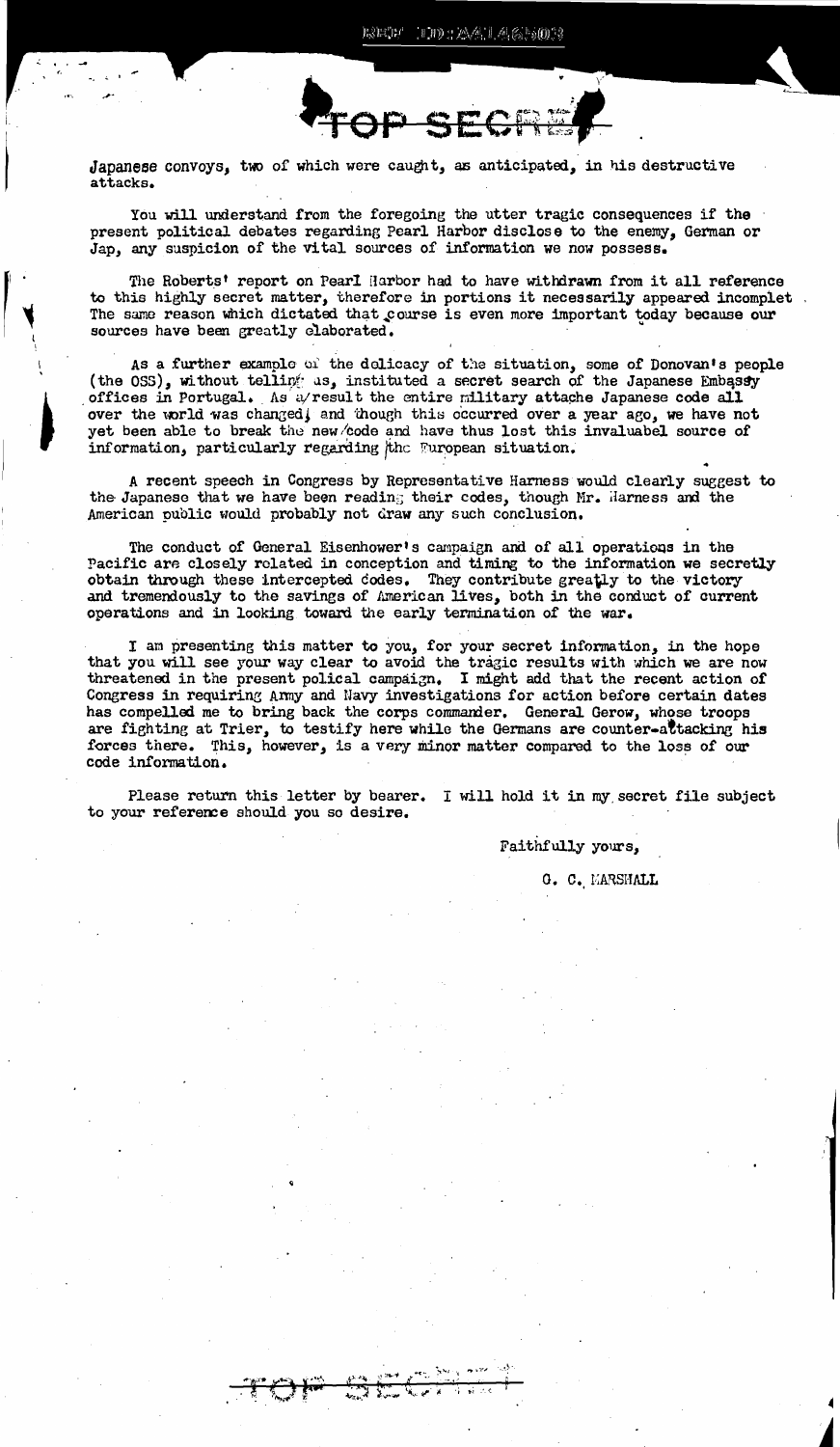TOP SECRET

Japanese convoys, two of which were caught, as anticipated, in his destructive attacks.

You will understand from the foregoing the utter tragic consequences if the present political debates regarding Pearl Harbor disclose to the enemy, German or Jap, any suspicion of the vital sources of information we now possess.

The Roberts' report on Pearl Harbor had to have withdrawn from it all reference to this highly secret matter, therefore in portions it necessarily appeared incomplet . The same reason which dictated that course is even more important today because our sources have been greatly elaborated.

As a further example of the delicacy of the situation, some of Donovan's people (the OSS), without telling us, instituted a secret search of the Japanese Embassy offices in Portugal. As a result the entire military attache Japanese code all over the world was changed, and though this occurred over a year ago, we have not yet been able to break the new code and have thus lost this invaluabel source of information, particularly regarding the European situation.

A recent speech in Congress by Representative Harness would clearly suggest to the Japanese that we have been reading their codes, though Mr. Harness and the American public would probably not draw any such conclusion.

The conduct of General Eisenhower's campaign and of all operations in the Pacific are closely related in conception and timing to the information we secretly obtain through these intercepted codes. They contribute greatly to the victory and tremendously to the savings of American lives, both in the conduct of current operations and in looking toward the early termination of the war.

I am presenting this matter to you, for your secret information, in the hope that you will see your way clear to avoid the tragic results with which we are now threatened in the present polical campaign. I might add that the recent action of Congress in requiring Army and Navy investigations for action before certain dates has compelled me to bring back the corps commander, General Gerow, whose troops are fighting at Trier, to testify here while the Germans are counter-attacking his forces there. This, however, is a very minor matter compared to the loss of our code information.

Please return this letter by bearer. I will hold it in my secret file subject to your reference should you so desire.

Faithfully yours,

G. C. MARSHALL

TOP SECRET